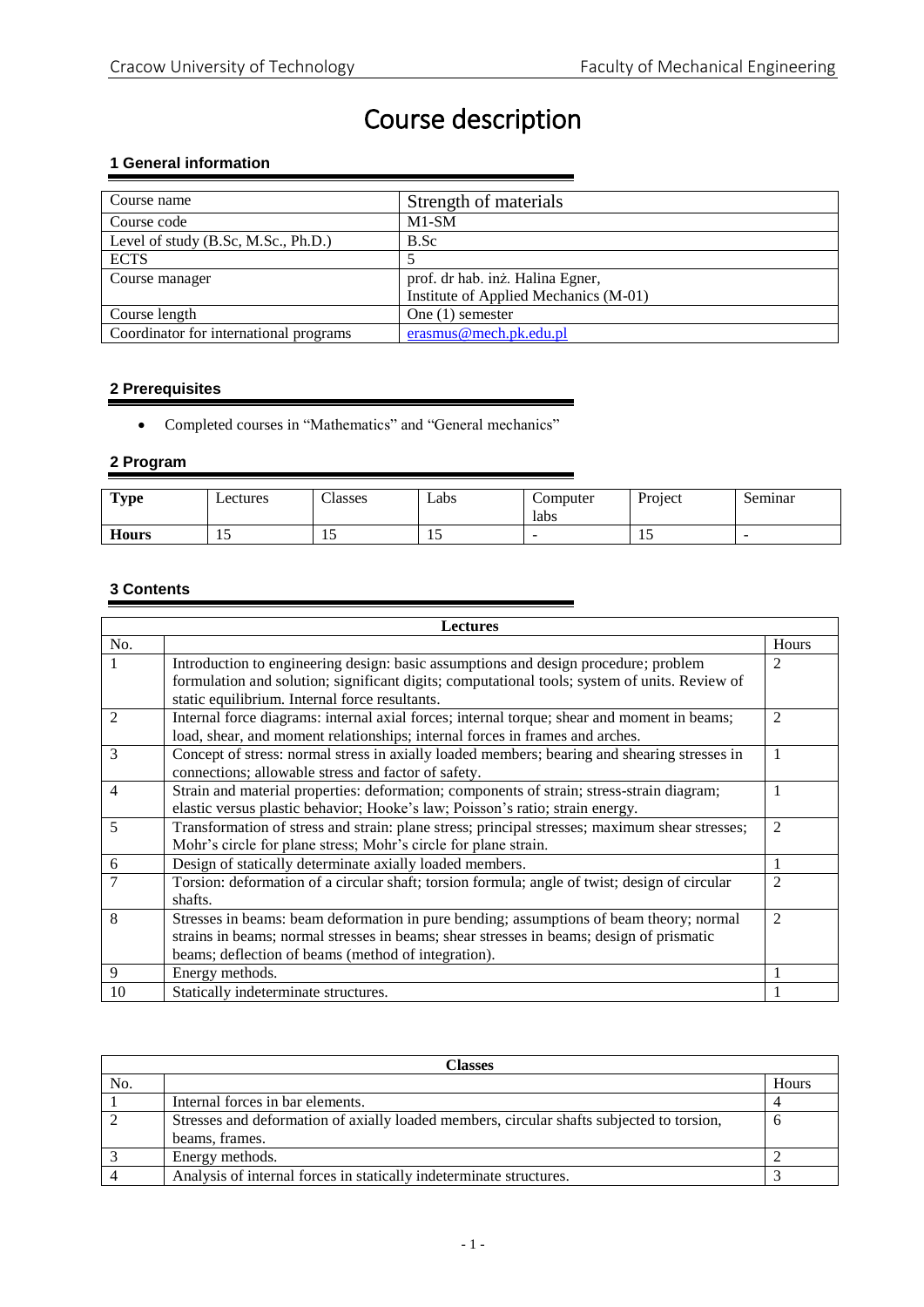// Course description

## 1 General information

| Course name | Strength of materials |
|---|---|
| Course code | M1-SM |
| Level of study (B.Sc, M.Sc., Ph.D.) | B.Sc |
| ECTS | 5 |
| Course manager | prof. dr hab. inż. Halina Egner,<br>Institute of Applied Mechanics (M-01) |
| Course length | One (1) semester |
| Coordinator for international programs | erasmus@mech.pk.edu.pl |

## 2 Prerequisites

- Completed courses in "Mathematics" and "General mechanics"

## 2 Program

| Type | Lectures | Classes | Labs | Computer labs | Project | Seminar |
|---|---|---|---|---|---|---|
| Hours | 15 | 15 | 15 | - | 15 | - |

## 3 Contents

| Lectures | | |
|---|---|---|
| No. | | Hours |
| 1 | Introduction to engineering design: basic assumptions and design procedure; problem formulation and solution; significant digits; computational tools; system of units. Review of static equilibrium. Internal force resultants. | 2 |
| 2 | Internal force diagrams: internal axial forces; internal torque; shear and moment in beams; load, shear, and moment relationships; internal forces in frames and arches. | 2 |
| 3 | Concept of stress: normal stress in axially loaded members; bearing and shearing stresses in connections; allowable stress and factor of safety. | 1 |
| 4 | Strain and material properties: deformation; components of strain; stress-strain diagram; elastic versus plastic behavior; Hooke's law; Poisson's ratio; strain energy. | 1 |
| 5 | Transformation of stress and strain: plane stress; principal stresses; maximum shear stresses; Mohr's circle for plane stress; Mohr's circle for plane strain. | 2 |
| 6 | Design of statically determinate axially loaded members. | 1 |
| 7 | Torsion: deformation of a circular shaft; torsion formula; angle of twist; design of circular shafts. | 2 |
| 8 | Stresses in beams: beam deformation in pure bending; assumptions of beam theory; normal strains in beams; normal stresses in beams; shear stresses in beams; design of prismatic beams; deflection of beams (method of integration). | 2 |
| 9 | Energy methods. | 1 |
| 10 | Statically indeterminate structures. | 1 |

| Classes | | |
|---|---|---|
| No. | | Hours |
| 1 | Internal forces in bar elements. | 4 |
| 2 | Stresses and deformation of axially loaded members, circular shafts subjected to torsion, beams, frames. | 6 |
| 3 | Energy methods. | 2 |
| 4 | Analysis of internal forces in statically indeterminate structures. | 3 |

# Course description

## 1 General information

| Course name | Strength of materials |
|---|---|
| Course code | M1-SM |
| Level of study (B.Sc, M.Sc., Ph.D.) | B.Sc |
| ECTS | 5 |
| Course manager | prof. dr hab. inż. Halina Egner,<br>Institute of Applied Mechanics (M-01) |
| Course length | One (1) semester |
| Coordinator for international programs | erasmus@mech.pk.edu.pl |

## 2 Prerequisites

- Completed courses in "Mathematics" and "General mechanics"

## 2 Program

| Type | Lectures | Classes | Labs | Computer labs | Project | Seminar |
|---|---|---|---|---|---|---|
| Hours | 15 | 15 | 15 | - | 15 | - |

## 3 Contents

| Lectures | | |
|---|---|---|
| No. | | Hours |
| 1 | Introduction to engineering design: basic assumptions and design procedure; problem formulation and solution; significant digits; computational tools; system of units. Review of static equilibrium. Internal force resultants. | 2 |
| 2 | Internal force diagrams: internal axial forces; internal torque; shear and moment in beams; load, shear, and moment relationships; internal forces in frames and arches. | 2 |
| 3 | Concept of stress: normal stress in axially loaded members; bearing and shearing stresses in connections; allowable stress and factor of safety. | 1 |
| 4 | Strain and material properties: deformation; components of strain; stress-strain diagram; elastic versus plastic behavior; Hooke's law; Poisson's ratio; strain energy. | 1 |
| 5 | Transformation of stress and strain: plane stress; principal stresses; maximum shear stresses; Mohr's circle for plane stress; Mohr's circle for plane strain. | 2 |
| 6 | Design of statically determinate axially loaded members. | 1 |
| 7 | Torsion: deformation of a circular shaft; torsion formula; angle of twist; design of circular shafts. | 2 |
| 8 | Stresses in beams: beam deformation in pure bending; assumptions of beam theory; normal strains in beams; normal stresses in beams; shear stresses in beams; design of prismatic beams; deflection of beams (method of integration). | 2 |
| 9 | Energy methods. | 1 |
| 10 | Statically indeterminate structures. | 1 |

| Classes | | |
|---|---|---|
| No. | | Hours |
| 1 | Internal forces in bar elements. | 4 |
| 2 | Stresses and deformation of axially loaded members, circular shafts subjected to torsion, beams, frames. | 6 |
| 3 | Energy methods. | 2 |
| 4 | Analysis of internal forces in statically indeterminate structures. | 3 |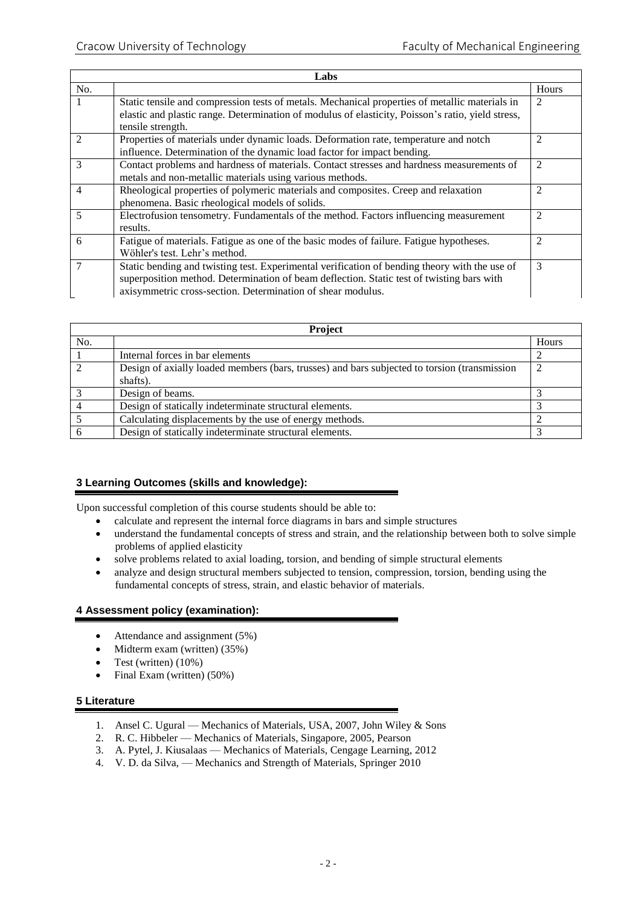| Labs | | |
|---|---|---|
| No. | | Hours |
| 1 | Static tensile and compression tests of metals. Mechanical properties of metallic materials in elastic and plastic range. Determination of modulus of elasticity, Poisson's ratio, yield stress, tensile strength. | 2 |
| 2 | Properties of materials under dynamic loads. Deformation rate, temperature and notch influence. Determination of the dynamic load factor for impact bending. | 2 |
| 3 | Contact problems and hardness of materials. Contact stresses and hardness measurements of metals and non-metallic materials using various methods. | 2 |
| 4 | Rheological properties of polymeric materials and composites. Creep and relaxation phenomena. Basic rheological models of solids. | 2 |
| 5 | Electrofusion tensometry. Fundamentals of the method. Factors influencing measurement results. | 2 |
| 6 | Fatigue of materials. Fatigue as one of the basic modes of failure. Fatigue hypotheses. Wöhler's test. Lehr's method. | 2 |
| 7 | Static bending and twisting test. Experimental verification of bending theory with the use of superposition method. Determination of beam deflection. Static test of twisting bars with axisymmetric cross-section. Determination of shear modulus. | 3 |

| Project | | |
|---|---|---|
| No. | | Hours |
| 1 | Internal forces in bar elements | 2 |
| 2 | Design of axially loaded members (bars, trusses) and bars subjected to torsion (transmission shafts). | 2 |
| 3 | Design of beams. | 3 |
| 4 | Design of statically indeterminate structural elements. | 3 |
| 5 | Calculating displacements by the use of energy methods. | 2 |
| 6 | Design of statically indeterminate structural elements. | 3 |

## 3 Learning Outcomes (skills and knowledge):

Upon successful completion of this course students should be able to:

- calculate and represent the internal force diagrams in bars and simple structures
- understand the fundamental concepts of stress and strain, and the relationship between both to solve simple problems of applied elasticity
- solve problems related to axial loading, torsion, and bending of simple structural elements
- analyze and design structural members subjected to tension, compression, torsion, bending using the fundamental concepts of stress, strain, and elastic behavior of materials.

## 4 Assessment policy (examination):

- Attendance and assignment (5%)
- Midterm exam (written) (35%)
- Test (written) (10%)
- Final Exam (written) (50%)

## 5 Literature

1. Ansel C. Ugural — Mechanics of Materials, USA, 2007, John Wiley & Sons
2. R. C. Hibbeler — Mechanics of Materials, Singapore, 2005, Pearson
3. A. Pytel, J. Kiusalaas — Mechanics of Materials, Cengage Learning, 2012
4. V. D. da Silva, — Mechanics and Strength of Materials, Springer 2010